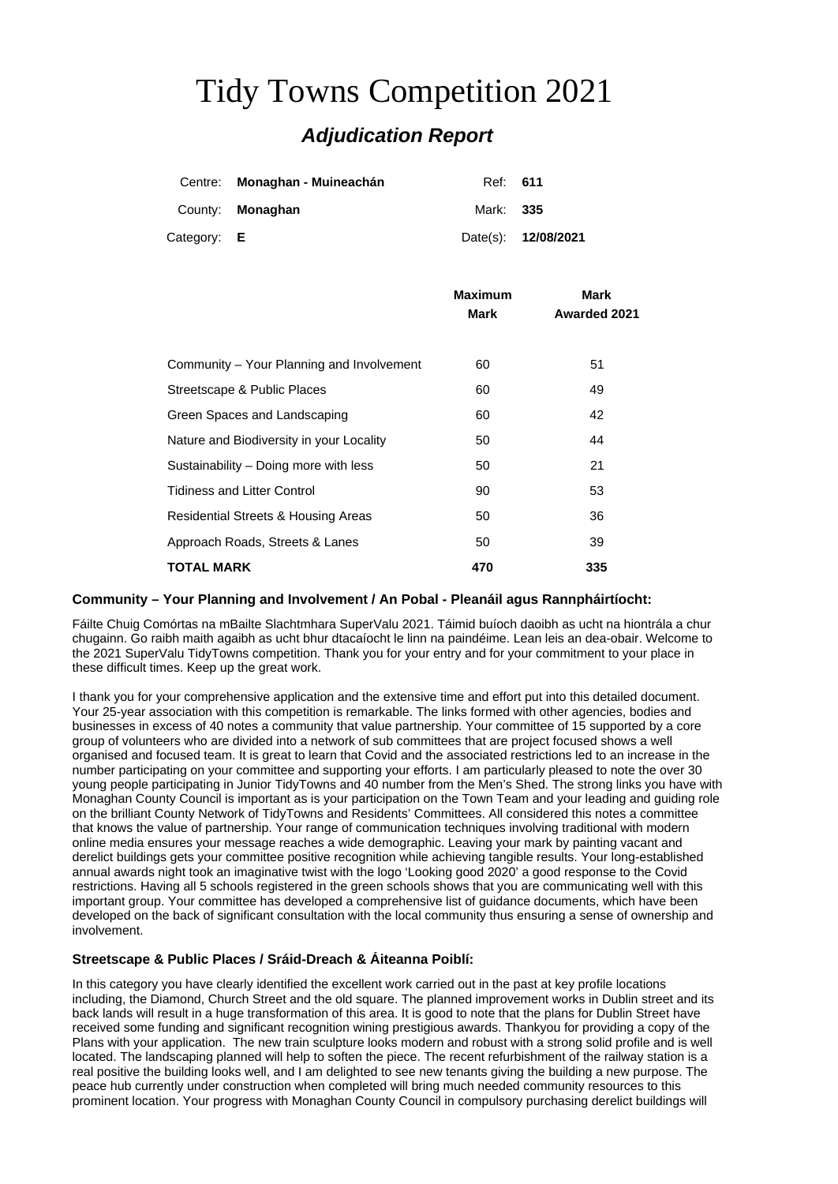# Tidy Towns Competition 2021

## *Adjudication Report*

| | | | |
|---|---|---|---|
| Centre: | **Monaghan - Muineachán** | Ref: | **611** |
| County: | **Monaghan** | Mark: | **335** |
| Category: | **E** | Date(s): | **12/08/2021** |

| | Maximum Mark | Mark Awarded 2021 |
|---|---|---|
| Community – Your Planning and Involvement | 60 | 51 |
| Streetscape & Public Places | 60 | 49 |
| Green Spaces and Landscaping | 60 | 42 |
| Nature and Biodiversity in your Locality | 50 | 44 |
| Sustainability – Doing more with less | 50 | 21 |
| Tidiness and Litter Control | 90 | 53 |
| Residential Streets & Housing Areas | 50 | 36 |
| Approach Roads, Streets & Lanes | 50 | 39 |
| **TOTAL MARK** | **470** | **335** |

### Community – Your Planning and Involvement / An Pobal - Pleanáil agus Rannpháirtíocht:

Fáilte Chuig Comórtas na mBailte Slachtmhara SuperValu 2021. Táimid buíoch daoibh as ucht na hiontrála a chur chugainn. Go raibh maith agaibh as ucht bhur dtacaíocht le linn na paindéime. Lean leis an dea-obair. Welcome to the 2021 SuperValu TidyTowns competition. Thank you for your entry and for your commitment to your place in these difficult times. Keep up the great work.

I thank you for your comprehensive application and the extensive time and effort put into this detailed document. Your 25-year association with this competition is remarkable. The links formed with other agencies, bodies and businesses in excess of 40 notes a community that value partnership. Your committee of 15 supported by a core group of volunteers who are divided into a network of sub committees that are project focused shows a well organised and focused team. It is great to learn that Covid and the associated restrictions led to an increase in the number participating on your committee and supporting your efforts. I am particularly pleased to note the over 30 young people participating in Junior TidyTowns and 40 number from the Men's Shed. The strong links you have with Monaghan County Council is important as is your participation on the Town Team and your leading and guiding role on the brilliant County Network of TidyTowns and Residents' Committees. All considered this notes a committee that knows the value of partnership. Your range of communication techniques involving traditional with modern online media ensures your message reaches a wide demographic. Leaving your mark by painting vacant and derelict buildings gets your committee positive recognition while achieving tangible results. Your long-established annual awards night took an imaginative twist with the logo 'Looking good 2020' a good response to the Covid restrictions. Having all 5 schools registered in the green schools shows that you are communicating well with this important group. Your committee has developed a comprehensive list of guidance documents, which have been developed on the back of significant consultation with the local community thus ensuring a sense of ownership and involvement.

### Streetscape & Public Places / Sráid-Dreach & Áiteanna Poiblí:

In this category you have clearly identified the excellent work carried out in the past at key profile locations including, the Diamond, Church Street and the old square. The planned improvement works in Dublin street and its back lands will result in a huge transformation of this area. It is good to note that the plans for Dublin Street have received some funding and significant recognition wining prestigious awards. Thankyou for providing a copy of the Plans with your application. The new train sculpture looks modern and robust with a strong solid profile and is well located. The landscaping planned will help to soften the piece. The recent refurbishment of the railway station is a real positive the building looks well, and I am delighted to see new tenants giving the building a new purpose. The peace hub currently under construction when completed will bring much needed community resources to this prominent location. Your progress with Monaghan County Council in compulsory purchasing derelict buildings will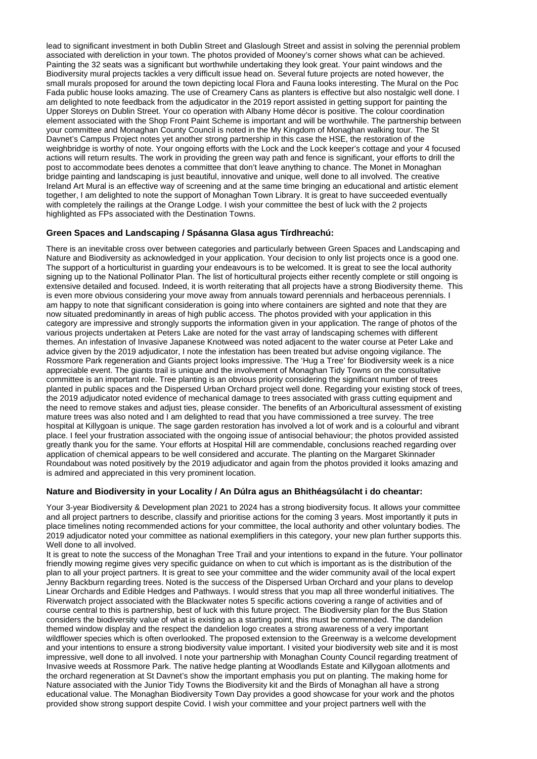lead to significant investment in both Dublin Street and Glaslough Street and assist in solving the perennial problem associated with dereliction in your town. The photos provided of Mooney's corner shows what can be achieved. Painting the 32 seats was a significant but worthwhile undertaking they look great. Your paint windows and the Biodiversity mural projects tackles a very difficult issue head on. Several future projects are noted however, the small murals proposed for around the town depicting local Flora and Fauna looks interesting. The Mural on the Poc Fada public house looks amazing. The use of Creamery Cans as planters is effective but also nostalgic well done. I am delighted to note feedback from the adjudicator in the 2019 report assisted in getting support for painting the Upper Storeys on Dublin Street. Your co operation with Albany Home décor is positive. The colour coordination element associated with the Shop Front Paint Scheme is important and will be worthwhile. The partnership between your committee and Monaghan County Council is noted in the My Kingdom of Monaghan walking tour. The St Davnet's Campus Project notes yet another strong partnership in this case the HSE, the restoration of the weighbridge is worthy of note. Your ongoing efforts with the Lock and the Lock keeper's cottage and your 4 focused actions will return results. The work in providing the green way path and fence is significant, your efforts to drill the post to accommodate bees denotes a committee that don't leave anything to chance. The Monet in Monaghan bridge painting and landscaping is just beautiful, innovative and unique, well done to all involved. The creative Ireland Art Mural is an effective way of screening and at the same time bringing an educational and artistic element together, I am delighted to note the support of Monaghan Town Library. It is great to have succeeded eventually with completely the railings at the Orange Lodge. I wish your committee the best of luck with the 2 projects highlighted as FPs associated with the Destination Towns.

### Green Spaces and Landscaping / Spásanna Glasa agus Tírdhreachú:

There is an inevitable cross over between categories and particularly between Green Spaces and Landscaping and Nature and Biodiversity as acknowledged in your application. Your decision to only list projects once is a good one. The support of a horticulturist in guarding your endeavours is to be welcomed. It is great to see the local authority signing up to the National Pollinator Plan. The list of horticultural projects either recently complete or still ongoing is extensive detailed and focused. Indeed, it is worth reiterating that all projects have a strong Biodiversity theme. This is even more obvious considering your move away from annuals toward perennials and herbaceous perennials. I am happy to note that significant consideration is going into where containers are sighted and note that they are now situated predominantly in areas of high public access. The photos provided with your application in this category are impressive and strongly supports the information given in your application. The range of photos of the various projects undertaken at Peters Lake are noted for the vast array of landscaping schemes with different themes. An infestation of Invasive Japanese Knotweed was noted adjacent to the water course at Peter Lake and advice given by the 2019 adjudicator, I note the infestation has been treated but advise ongoing vigilance. The Rossmore Park regeneration and Giants project looks impressive. The 'Hug a Tree' for Biodiversity week is a nice appreciable event. The giants trail is unique and the involvement of Monaghan Tidy Towns on the consultative committee is an important role. Tree planting is an obvious priority considering the significant number of trees planted in public spaces and the Dispersed Urban Orchard project well done. Regarding your existing stock of trees, the 2019 adjudicator noted evidence of mechanical damage to trees associated with grass cutting equipment and the need to remove stakes and adjust ties, please consider. The benefits of an Arboricultural assessment of existing mature trees was also noted and I am delighted to read that you have commissioned a tree survey. The tree hospital at Killygoan is unique. The sage garden restoration has involved a lot of work and is a colourful and vibrant place. I feel your frustration associated with the ongoing issue of antisocial behaviour; the photos provided assisted greatly thank you for the same. Your efforts at Hospital Hill are commendable, conclusions reached regarding over application of chemical appears to be well considered and accurate. The planting on the Margaret Skinnader Roundabout was noted positively by the 2019 adjudicator and again from the photos provided it looks amazing and is admired and appreciated in this very prominent location.

### Nature and Biodiversity in your Locality / An Dúlra agus an Bhithéagsúlacht i do cheantar:

Your 3-year Biodiversity & Development plan 2021 to 2024 has a strong biodiversity focus. It allows your committee and all project partners to describe, classify and prioritise actions for the coming 3 years. Most importantly it puts in place timelines noting recommended actions for your committee, the local authority and other voluntary bodies. The 2019 adjudicator noted your committee as national exemplifiers in this category, your new plan further supports this. Well done to all involved.

It is great to note the success of the Monaghan Tree Trail and your intentions to expand in the future. Your pollinator friendly mowing regime gives very specific guidance on when to cut which is important as is the distribution of the plan to all your project partners. It is great to see your committee and the wider community avail of the local expert Jenny Backburn regarding trees. Noted is the success of the Dispersed Urban Orchard and your plans to develop Linear Orchards and Edible Hedges and Pathways. I would stress that you map all three wonderful initiatives. The Riverwatch project associated with the Blackwater notes 5 specific actions covering a range of activities and of course central to this is partnership, best of luck with this future project. The Biodiversity plan for the Bus Station considers the biodiversity value of what is existing as a starting point, this must be commended. The dandelion themed window display and the respect the dandelion logo creates a strong awareness of a very important wildflower species which is often overlooked. The proposed extension to the Greenway is a welcome development and your intentions to ensure a strong biodiversity value important. I visited your biodiversity web site and it is most impressive, well done to all involved. I note your partnership with Monaghan County Council regarding treatment of Invasive weeds at Rossmore Park. The native hedge planting at Woodlands Estate and Killygoan allotments and the orchard regeneration at St Davnet's show the important emphasis you put on planting. The making home for Nature associated with the Junior Tidy Towns the Biodiversity kit and the Birds of Monaghan all have a strong educational value. The Monaghan Biodiversity Town Day provides a good showcase for your work and the photos provided show strong support despite Covid. I wish your committee and your project partners well with the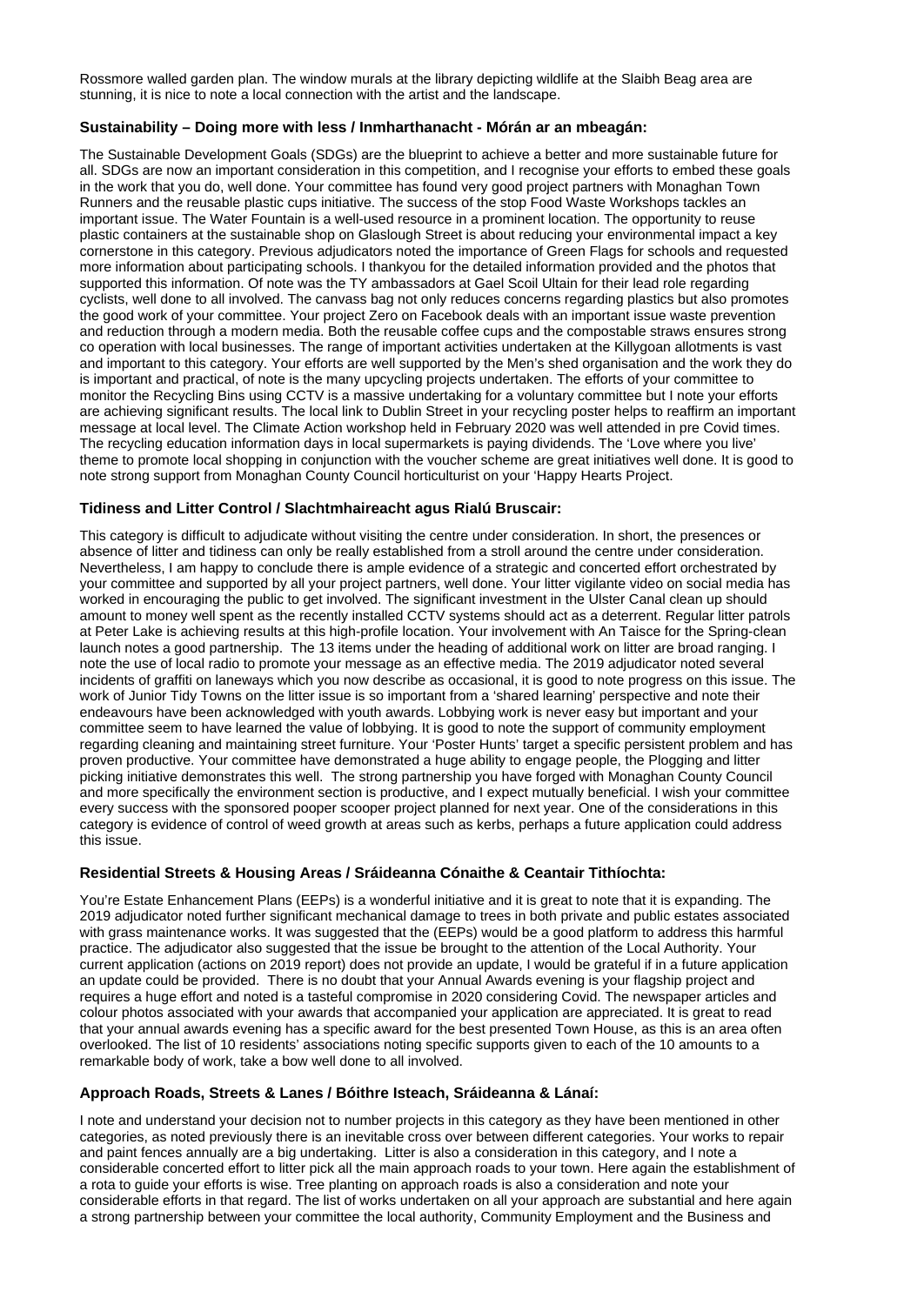Rossmore walled garden plan. The window murals at the library depicting wildlife at the Slaibh Beag area are stunning, it is nice to note a local connection with the artist and the landscape.

### Sustainability – Doing more with less / Inmharthanacht - Mórán ar an mbeagán:

The Sustainable Development Goals (SDGs) are the blueprint to achieve a better and more sustainable future for all. SDGs are now an important consideration in this competition, and I recognise your efforts to embed these goals in the work that you do, well done. Your committee has found very good project partners with Monaghan Town Runners and the reusable plastic cups initiative. The success of the stop Food Waste Workshops tackles an important issue. The Water Fountain is a well-used resource in a prominent location. The opportunity to reuse plastic containers at the sustainable shop on Glaslough Street is about reducing your environmental impact a key cornerstone in this category. Previous adjudicators noted the importance of Green Flags for schools and requested more information about participating schools. I thankyou for the detailed information provided and the photos that supported this information. Of note was the TY ambassadors at Gael Scoil Ultain for their lead role regarding cyclists, well done to all involved. The canvass bag not only reduces concerns regarding plastics but also promotes the good work of your committee. Your project Zero on Facebook deals with an important issue waste prevention and reduction through a modern media. Both the reusable coffee cups and the compostable straws ensures strong co operation with local businesses. The range of important activities undertaken at the Killygoan allotments is vast and important to this category. Your efforts are well supported by the Men's shed organisation and the work they do is important and practical, of note is the many upcycling projects undertaken. The efforts of your committee to monitor the Recycling Bins using CCTV is a massive undertaking for a voluntary committee but I note your efforts are achieving significant results. The local link to Dublin Street in your recycling poster helps to reaffirm an important message at local level. The Climate Action workshop held in February 2020 was well attended in pre Covid times. The recycling education information days in local supermarkets is paying dividends. The 'Love where you live' theme to promote local shopping in conjunction with the voucher scheme are great initiatives well done. It is good to note strong support from Monaghan County Council horticulturist on your 'Happy Hearts Project.

### Tidiness and Litter Control / Slachtmhaireacht agus Rialú Bruscair:

This category is difficult to adjudicate without visiting the centre under consideration. In short, the presences or absence of litter and tidiness can only be really established from a stroll around the centre under consideration. Nevertheless, I am happy to conclude there is ample evidence of a strategic and concerted effort orchestrated by your committee and supported by all your project partners, well done. Your litter vigilante video on social media has worked in encouraging the public to get involved. The significant investment in the Ulster Canal clean up should amount to money well spent as the recently installed CCTV systems should act as a deterrent. Regular litter patrols at Peter Lake is achieving results at this high-profile location. Your involvement with An Taisce for the Spring-clean launch notes a good partnership. The 13 items under the heading of additional work on litter are broad ranging. I note the use of local radio to promote your message as an effective media. The 2019 adjudicator noted several incidents of graffiti on laneways which you now describe as occasional, it is good to note progress on this issue. The work of Junior Tidy Towns on the litter issue is so important from a 'shared learning' perspective and note their endeavours have been acknowledged with youth awards. Lobbying work is never easy but important and your committee seem to have learned the value of lobbying. It is good to note the support of community employment regarding cleaning and maintaining street furniture. Your 'Poster Hunts' target a specific persistent problem and has proven productive. Your committee have demonstrated a huge ability to engage people, the Plogging and litter picking initiative demonstrates this well. The strong partnership you have forged with Monaghan County Council and more specifically the environment section is productive, and I expect mutually beneficial. I wish your committee every success with the sponsored pooper scooper project planned for next year. One of the considerations in this category is evidence of control of weed growth at areas such as kerbs, perhaps a future application could address this issue.

### Residential Streets & Housing Areas / Sráideanna Cónaithe & Ceantair Tithíochta:

You're Estate Enhancement Plans (EEPs) is a wonderful initiative and it is great to note that it is expanding. The 2019 adjudicator noted further significant mechanical damage to trees in both private and public estates associated with grass maintenance works. It was suggested that the (EEPs) would be a good platform to address this harmful practice. The adjudicator also suggested that the issue be brought to the attention of the Local Authority. Your current application (actions on 2019 report) does not provide an update, I would be grateful if in a future application an update could be provided. There is no doubt that your Annual Awards evening is your flagship project and requires a huge effort and noted is a tasteful compromise in 2020 considering Covid. The newspaper articles and colour photos associated with your awards that accompanied your application are appreciated. It is great to read that your annual awards evening has a specific award for the best presented Town House, as this is an area often overlooked. The list of 10 residents' associations noting specific supports given to each of the 10 amounts to a remarkable body of work, take a bow well done to all involved.

### Approach Roads, Streets & Lanes / Bóithre Isteach, Sráideanna & Lánaí:

I note and understand your decision not to number projects in this category as they have been mentioned in other categories, as noted previously there is an inevitable cross over between different categories. Your works to repair and paint fences annually are a big undertaking. Litter is also a consideration in this category, and I note a considerable concerted effort to litter pick all the main approach roads to your town. Here again the establishment of a rota to guide your efforts is wise. Tree planting on approach roads is also a consideration and note your considerable efforts in that regard. The list of works undertaken on all your approach are substantial and here again a strong partnership between your committee the local authority, Community Employment and the Business and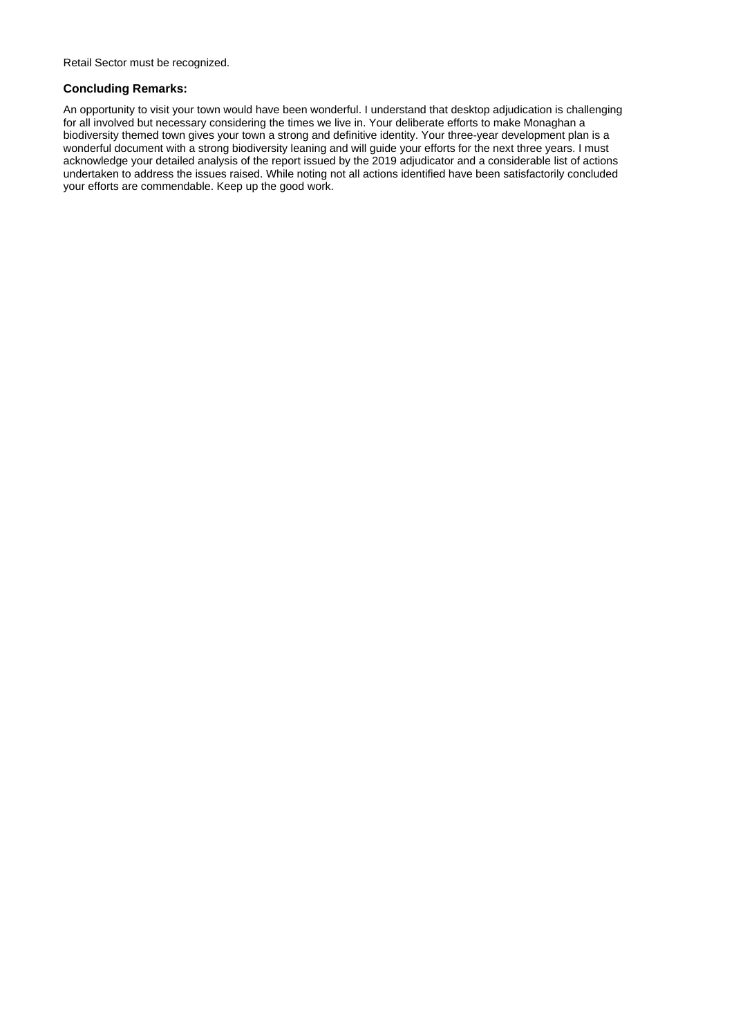Retail Sector must be recognized.

**Concluding Remarks:**

An opportunity to visit your town would have been wonderful. I understand that desktop adjudication is challenging for all involved but necessary considering the times we live in. Your deliberate efforts to make Monaghan a biodiversity themed town gives your town a strong and definitive identity. Your three-year development plan is a wonderful document with a strong biodiversity leaning and will guide your efforts for the next three years. I must acknowledge your detailed analysis of the report issued by the 2019 adjudicator and a considerable list of actions undertaken to address the issues raised. While noting not all actions identified have been satisfactorily concluded your efforts are commendable. Keep up the good work.